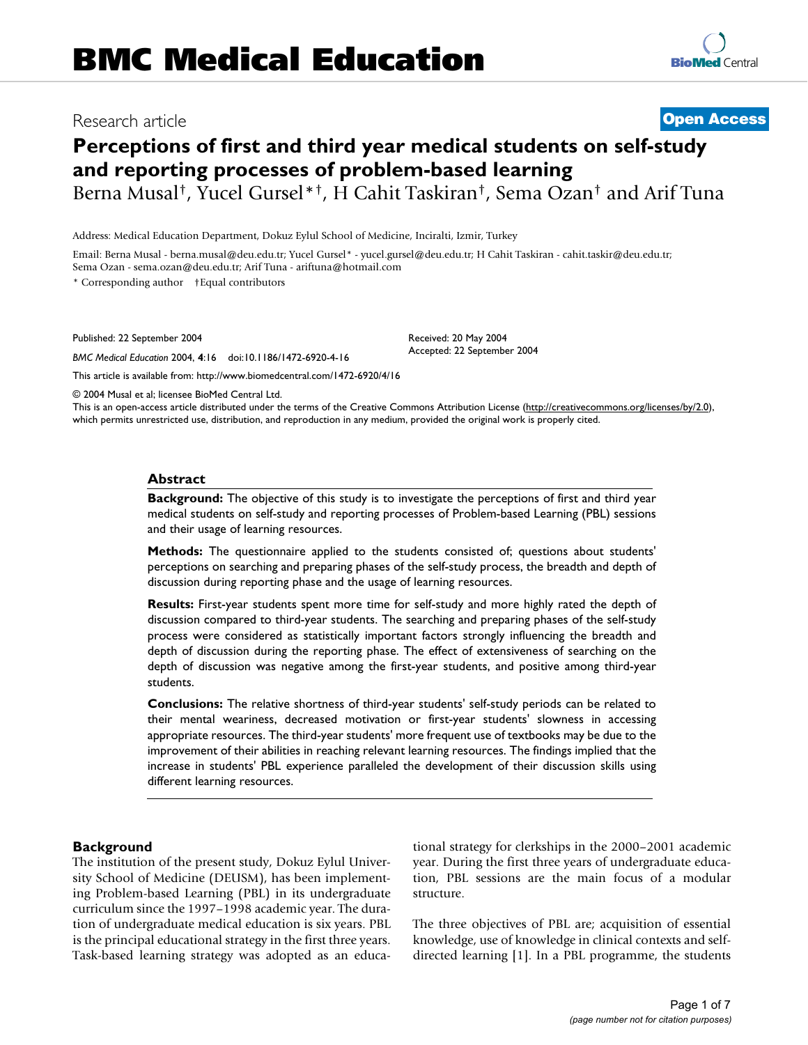# Perceptions of first and third year medical students on self-study and reporting processes of problem-based learning

Berna Musal[†], Yucel Gursel*[†], H Cahit Taskiran[†], Sema Ozan[†] and Arif Tuna

Address: Medical Education Department, Dokuz Eylul School of Medicine, Inciralti, Izmir, Turkey

Email: Berna Musal - berna.musal@deu.edu.tr; Yucel Gursel* - yucel.gursel@deu.edu.tr; H Cahit Taskiran - cahit.taskir@deu.edu.tr; Sema Ozan - sema.ozan@deu.edu.tr; Arif Tuna - ariftuna@hotmail.com

\* Corresponding author †Equal contributors

Published: 22 September 2004

*BMC Medical Education* 2004, **4**:16 doi:10.1186/1472-6920-4-16

Received: 20 May 2004

Accepted: 22 September 2004

This article is available from: http://www.biomedcentral.com/1472-6920/4/16

© 2004 Musal et al; licensee BioMed Central Ltd.

This is an open-access article distributed under the terms of the Creative Commons Attribution License (http://creativecommons.org/licenses/by/2.0), which permits unrestricted use, distribution, and reproduction in any medium, provided the original work is properly cited.

## Abstract

**Background:** The objective of this study is to investigate the perceptions of first and third year medical students on self-study and reporting processes of Problem-based Learning (PBL) sessions and their usage of learning resources.

**Methods:** The questionnaire applied to the students consisted of; questions about students' perceptions on searching and preparing phases of the self-study process, the breadth and depth of discussion during reporting phase and the usage of learning resources.

**Results:** First-year students spent more time for self-study and more highly rated the depth of discussion compared to third-year students. The searching and preparing phases of the self-study process were considered as statistically important factors strongly influencing the breadth and depth of discussion during the reporting phase. The effect of extensiveness of searching on the depth of discussion was negative among the first-year students, and positive among third-year students.

**Conclusions:** The relative shortness of third-year students' self-study periods can be related to their mental weariness, decreased motivation or first-year students' slowness in accessing appropriate resources. The third-year students' more frequent use of textbooks may be due to the improvement of their abilities in reaching relevant learning resources. The findings implied that the increase in students' PBL experience paralleled the development of their discussion skills using different learning resources.

## Background

The institution of the present study, Dokuz Eylul University School of Medicine (DEUSM), has been implementing Problem-based Learning (PBL) in its undergraduate curriculum since the 1997–1998 academic year. The duration of undergraduate medical education is six years. PBL is the principal educational strategy in the first three years. Task-based learning strategy was adopted as an educational strategy for clerkships in the 2000–2001 academic year. During the first three years of undergraduate education, PBL sessions are the main focus of a modular structure.

The three objectives of PBL are; acquisition of essential knowledge, use of knowledge in clinical contexts and self-directed learning [1]. In a PBL programme, the students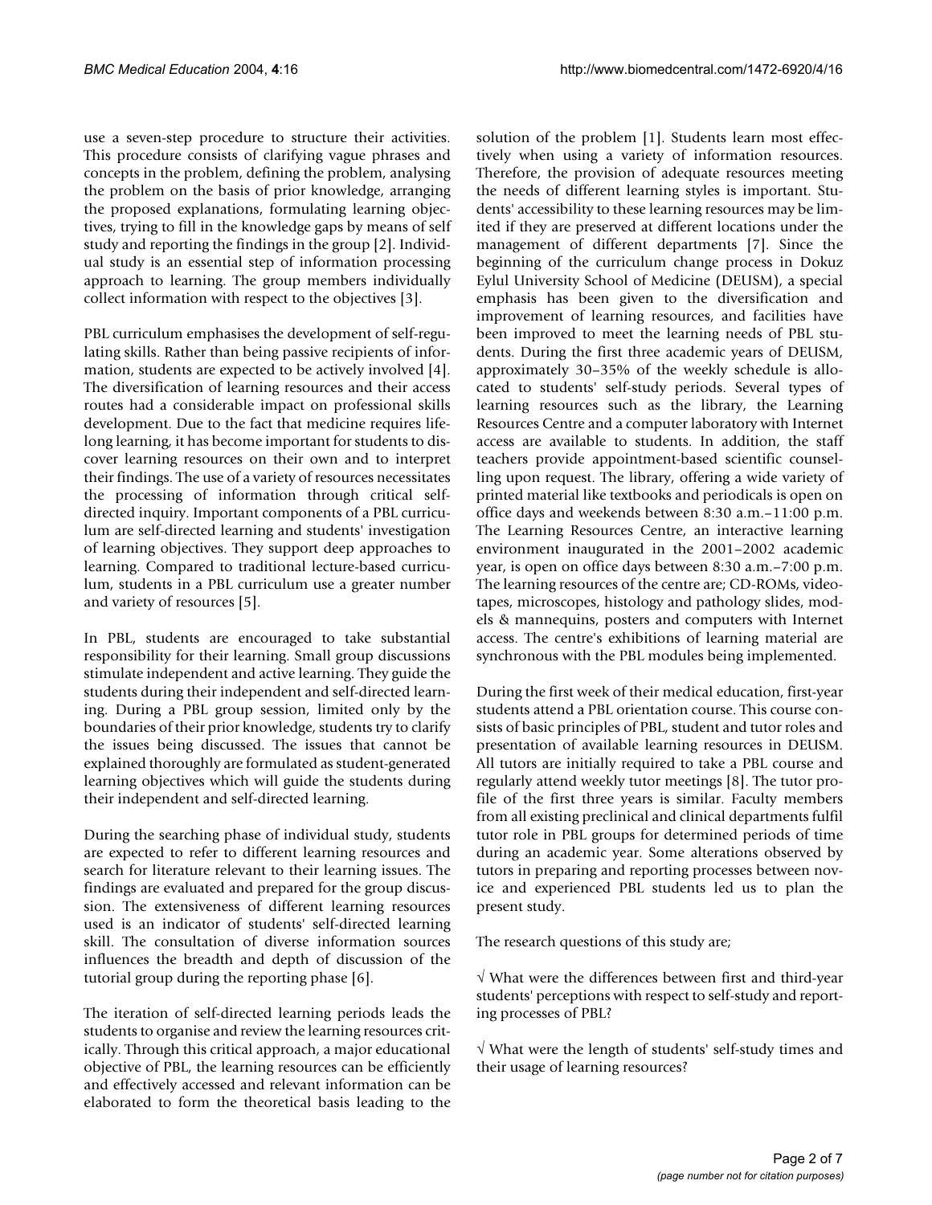use a seven-step procedure to structure their activities. This procedure consists of clarifying vague phrases and concepts in the problem, defining the problem, analysing the problem on the basis of prior knowledge, arranging the proposed explanations, formulating learning objectives, trying to fill in the knowledge gaps by means of self study and reporting the findings in the group [2]. Individual study is an essential step of information processing approach to learning. The group members individually collect information with respect to the objectives [3].

PBL curriculum emphasises the development of self-regulating skills. Rather than being passive recipients of information, students are expected to be actively involved [4]. The diversification of learning resources and their access routes had a considerable impact on professional skills development. Due to the fact that medicine requires lifelong learning, it has become important for students to discover learning resources on their own and to interpret their findings. The use of a variety of resources necessitates the processing of information through critical self-directed inquiry. Important components of a PBL curriculum are self-directed learning and students' investigation of learning objectives. They support deep approaches to learning. Compared to traditional lecture-based curriculum, students in a PBL curriculum use a greater number and variety of resources [5].

In PBL, students are encouraged to take substantial responsibility for their learning. Small group discussions stimulate independent and active learning. They guide the students during their independent and self-directed learning. During a PBL group session, limited only by the boundaries of their prior knowledge, students try to clarify the issues being discussed. The issues that cannot be explained thoroughly are formulated as student-generated learning objectives which will guide the students during their independent and self-directed learning.

During the searching phase of individual study, students are expected to refer to different learning resources and search for literature relevant to their learning issues. The findings are evaluated and prepared for the group discussion. The extensiveness of different learning resources used is an indicator of students' self-directed learning skill. The consultation of diverse information sources influences the breadth and depth of discussion of the tutorial group during the reporting phase [6].

The iteration of self-directed learning periods leads the students to organise and review the learning resources critically. Through this critical approach, a major educational objective of PBL, the learning resources can be efficiently and effectively accessed and relevant information can be elaborated to form the theoretical basis leading to the solution of the problem [1]. Students learn most effectively when using a variety of information resources. Therefore, the provision of adequate resources meeting the needs of different learning styles is important. Students' accessibility to these learning resources may be limited if they are preserved at different locations under the management of different departments [7]. Since the beginning of the curriculum change process in Dokuz Eylul University School of Medicine (DEUSM), a special emphasis has been given to the diversification and improvement of learning resources, and facilities have been improved to meet the learning needs of PBL students. During the first three academic years of DEUSM, approximately 30–35% of the weekly schedule is allocated to students' self-study periods. Several types of learning resources such as the library, the Learning Resources Centre and a computer laboratory with Internet access are available to students. In addition, the staff teachers provide appointment-based scientific counselling upon request. The library, offering a wide variety of printed material like textbooks and periodicals is open on office days and weekends between 8:30 a.m.–11:00 p.m. The Learning Resources Centre, an interactive learning environment inaugurated in the 2001–2002 academic year, is open on office days between 8:30 a.m.–7:00 p.m. The learning resources of the centre are; CD-ROMs, videotapes, microscopes, histology and pathology slides, models & mannequins, posters and computers with Internet access. The centre's exhibitions of learning material are synchronous with the PBL modules being implemented.

During the first week of their medical education, first-year students attend a PBL orientation course. This course consists of basic principles of PBL, student and tutor roles and presentation of available learning resources in DEUSM. All tutors are initially required to take a PBL course and regularly attend weekly tutor meetings [8]. The tutor profile of the first three years is similar. Faculty members from all existing preclinical and clinical departments fulfil tutor role in PBL groups for determined periods of time during an academic year. Some alterations observed by tutors in preparing and reporting processes between novice and experienced PBL students led us to plan the present study.

The research questions of this study are;

√ What were the differences between first and third-year students' perceptions with respect to self-study and reporting processes of PBL?

√ What were the length of students' self-study times and their usage of learning resources?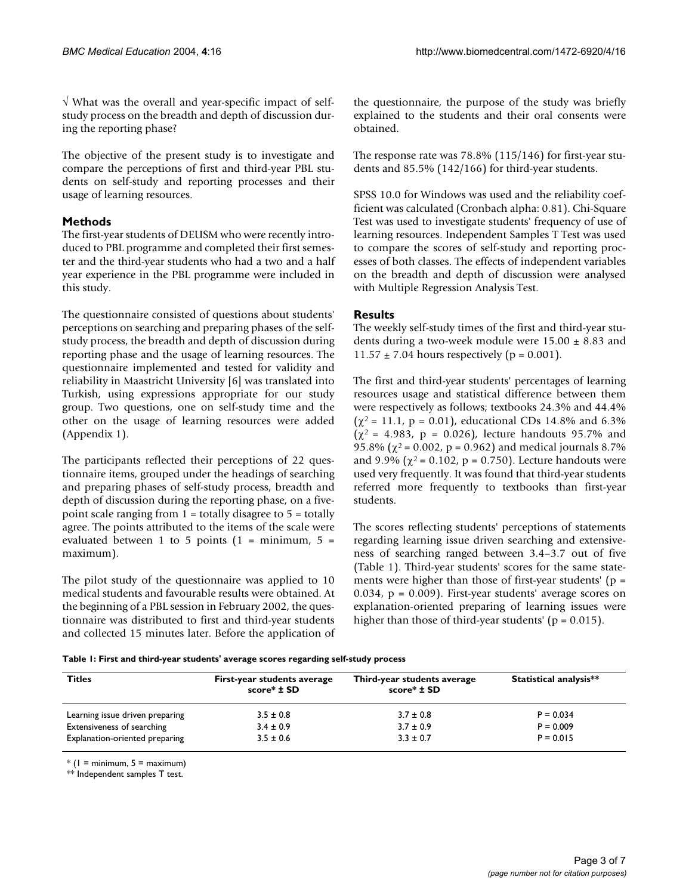√ What was the overall and year-specific impact of self-study process on the breadth and depth of discussion during the reporting phase?

The objective of the present study is to investigate and compare the perceptions of first and third-year PBL students on self-study and reporting processes and their usage of learning resources.

## Methods

The first-year students of DEUSM who were recently introduced to PBL programme and completed their first semester and the third-year students who had a two and a half year experience in the PBL programme were included in this study.

The questionnaire consisted of questions about students' perceptions on searching and preparing phases of the self-study process, the breadth and depth of discussion during reporting phase and the usage of learning resources. The questionnaire implemented and tested for validity and reliability in Maastricht University [6] was translated into Turkish, using expressions appropriate for our study group. Two questions, one on self-study time and the other on the usage of learning resources were added (Appendix 1).

The participants reflected their perceptions of 22 questionnaire items, grouped under the headings of searching and preparing phases of self-study process, breadth and depth of discussion during the reporting phase, on a five-point scale ranging from 1 = totally disagree to 5 = totally agree. The points attributed to the items of the scale were evaluated between 1 to 5 points (1 = minimum, 5 = maximum).

The pilot study of the questionnaire was applied to 10 medical students and favourable results were obtained. At the beginning of a PBL session in February 2002, the questionnaire was distributed to first and third-year students and collected 15 minutes later. Before the application of the questionnaire, the purpose of the study was briefly explained to the students and their oral consents were obtained.

The response rate was 78.8% (115/146) for first-year students and 85.5% (142/166) for third-year students.

SPSS 10.0 for Windows was used and the reliability coefficient was calculated (Cronbach alpha: 0.81). Chi-Square Test was used to investigate students' frequency of use of learning resources. Independent Samples T Test was used to compare the scores of self-study and reporting processes of both classes. The effects of independent variables on the breadth and depth of discussion were analysed with Multiple Regression Analysis Test.

## Results

The weekly self-study times of the first and third-year students during a two-week module were 15.00 ± 8.83 and 11.57 ± 7.04 hours respectively ($p = 0.001$).

The first and third-year students' percentages of learning resources usage and statistical difference between them were respectively as follows; textbooks 24.3% and 44.4% ($\chi^2 = 11.1$, $p = 0.01$), educational CDs 14.8% and 6.3% ($\chi^2 = 4.983$, $p = 0.026$), lecture handouts 95.7% and 95.8% ($\chi^2 = 0.002$, $p = 0.962$) and medical journals 8.7% and 9.9% ($\chi^2 = 0.102$, $p = 0.750$). Lecture handouts were used very frequently. It was found that third-year students referred more frequently to textbooks than first-year students.

The scores reflecting students' perceptions of statements regarding learning issue driven searching and extensiveness of searching ranged between 3.4–3.7 out of five (Table 1). Third-year students' scores for the same statements were higher than those of first-year students' ($p = 0.034$, $p = 0.009$). First-year students' average scores on explanation-oriented preparing of learning issues were higher than those of third-year students' ($p = 0.015$).

**Table 1: First and third-year students' average scores regarding self-study process**

| Titles | First-year students average score* ± SD | Third-year students average score* ± SD | Statistical analysis** |
|---|---|---|---|
| Learning issue driven preparing | 3.5 ± 0.8 | 3.7 ± 0.8 | P = 0.034 |
| Extensiveness of searching | 3.4 ± 0.9 | 3.7 ± 0.9 | P = 0.009 |
| Explanation-oriented preparing | 3.5 ± 0.6 | 3.3 ± 0.7 | P = 0.015 |

\* (1 = minimum, 5 = maximum)

** Independent samples T test.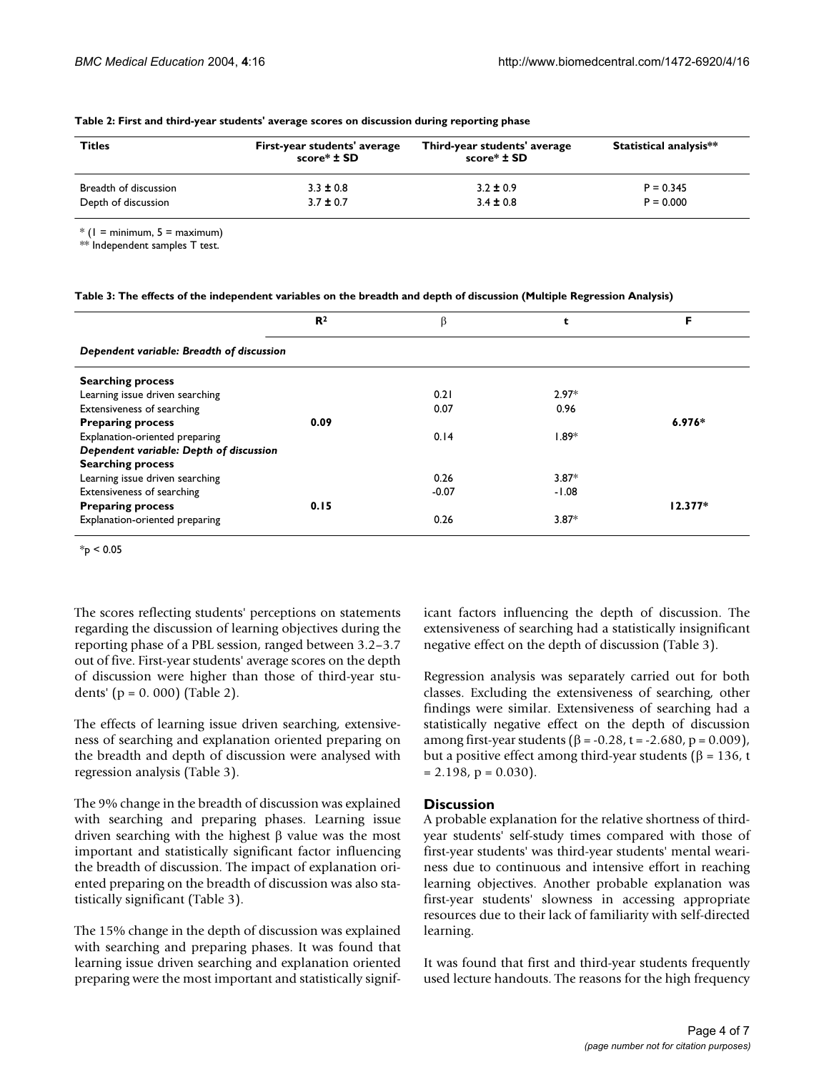**Table 2: First and third-year students' average scores on discussion during reporting phase**

| Titles | First-year students' average score* ± SD | Third-year students' average score* ± SD | Statistical analysis** |
| --- | --- | --- | --- |
| Breadth of discussion | 3.3 ± 0.8 | 3.2 ± 0.9 | P = 0.345 |
| Depth of discussion | 3.7 ± 0.7 | 3.4 ± 0.8 | P = 0.000 |

* (1 = minimum, 5 = maximum)
** Independent samples T test.

**Table 3: The effects of the independent variables on the breadth and depth of discussion (Multiple Regression Analysis)**

| | $R^2$ | β | t | F |
| --- | --- | --- | --- | --- |
| ***Dependent variable: Breadth of discussion*** | | | | |
| **Searching process** | | | | |
| Learning issue driven searching | | 0.21 | 2.97* | |
| Extensiveness of searching | | 0.07 | 0.96 | |
| **Preparing process** | **0.09** | | | **6.976*** |
| Explanation-oriented preparing | | 0.14 | 1.89* | |
| ***Dependent variable: Depth of discussion*** | | | | |
| **Searching process** | | | | |
| Learning issue driven searching | | 0.26 | 3.87* | |
| Extensiveness of searching | | -0.07 | -1.08 | |
| **Preparing process** | **0.15** | | | **12.377*** |
| Explanation-oriented preparing | | 0.26 | 3.87* | |

*$p < 0.05$

The scores reflecting students' perceptions on statements regarding the discussion of learning objectives during the reporting phase of a PBL session, ranged between 3.2–3.7 out of five. First-year students' average scores on the depth of discussion were higher than those of third-year students' (p = 0. 000) (Table 2).

The effects of learning issue driven searching, extensiveness of searching and explanation oriented preparing on the breadth and depth of discussion were analysed with regression analysis (Table 3).

The 9% change in the breadth of discussion was explained with searching and preparing phases. Learning issue driven searching with the highest β value was the most important and statistically significant factor influencing the breadth of discussion. The impact of explanation oriented preparing on the breadth of discussion was also statistically significant (Table 3).

The 15% change in the depth of discussion was explained with searching and preparing phases. It was found that learning issue driven searching and explanation oriented preparing were the most important and statistically significant factors influencing the depth of discussion. The extensiveness of searching had a statistically insignificant negative effect on the depth of discussion (Table 3).

Regression analysis was separately carried out for both classes. Excluding the extensiveness of searching, other findings were similar. Extensiveness of searching had a statistically negative effect on the depth of discussion among first-year students (β = -0.28, t = -2.680, p = 0.009), but a positive effect among third-year students (β = 136, t = 2.198, p = 0.030).

## Discussion

A probable explanation for the relative shortness of third-year students' self-study times compared with those of first-year students' was third-year students' mental weariness due to continuous and intensive effort in reaching learning objectives. Another probable explanation was first-year students' slowness in accessing appropriate resources due to their lack of familiarity with self-directed learning.

It was found that first and third-year students frequently used lecture handouts. The reasons for the high frequency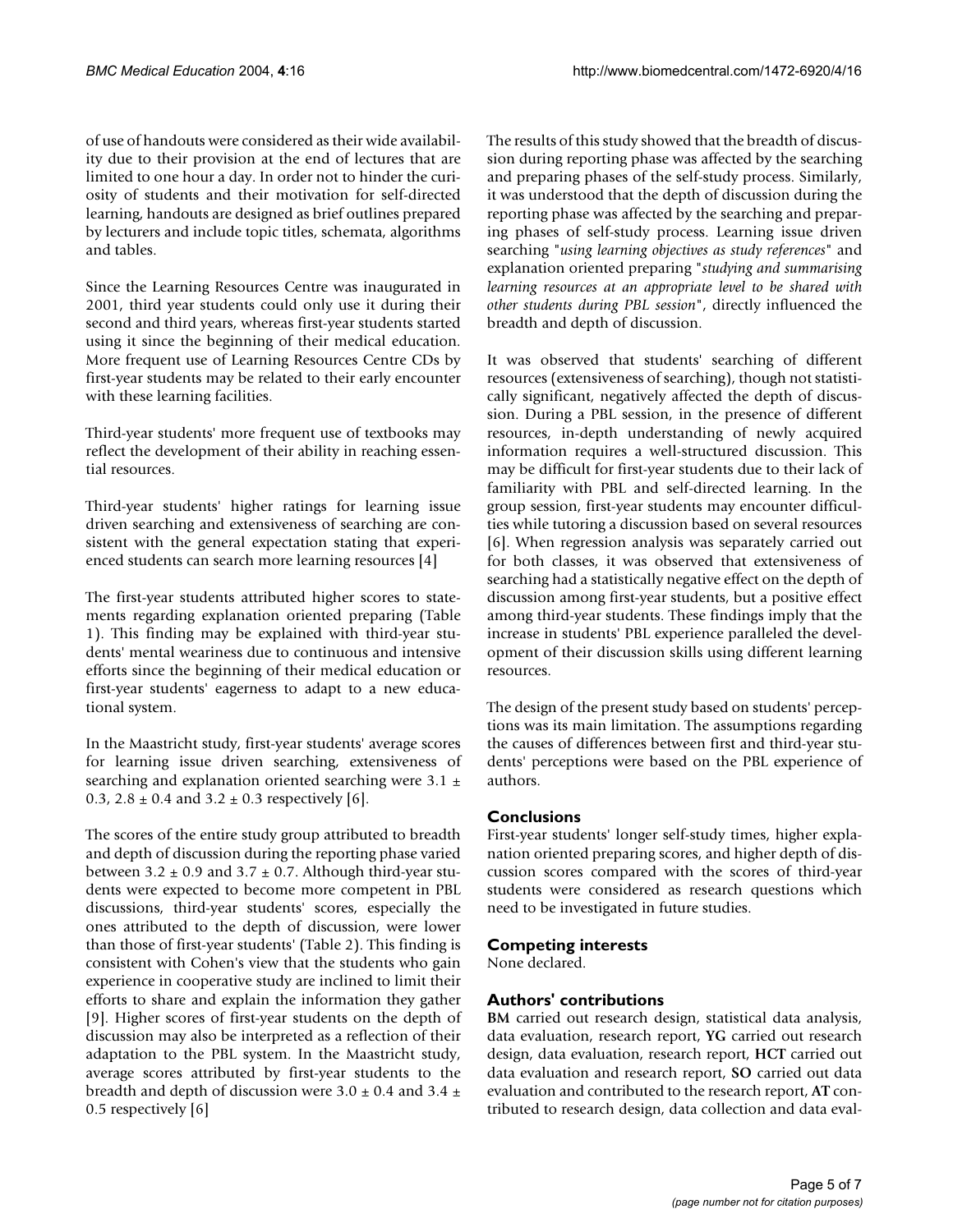of use of handouts were considered as their wide availability due to their provision at the end of lectures that are limited to one hour a day. In order not to hinder the curiosity of students and their motivation for self-directed learning, handouts are designed as brief outlines prepared by lecturers and include topic titles, schemata, algorithms and tables.

Since the Learning Resources Centre was inaugurated in 2001, third year students could only use it during their second and third years, whereas first-year students started using it since the beginning of their medical education. More frequent use of Learning Resources Centre CDs by first-year students may be related to their early encounter with these learning facilities.

Third-year students' more frequent use of textbooks may reflect the development of their ability in reaching essential resources.

Third-year students' higher ratings for learning issue driven searching and extensiveness of searching are consistent with the general expectation stating that experienced students can search more learning resources [4]

The first-year students attributed higher scores to statements regarding explanation oriented preparing (Table 1). This finding may be explained with third-year students' mental weariness due to continuous and intensive efforts since the beginning of their medical education or first-year students' eagerness to adapt to a new educational system.

In the Maastricht study, first-year students' average scores for learning issue driven searching, extensiveness of searching and explanation oriented searching were $3.1 \pm 0.3$, $2.8 \pm 0.4$ and $3.2 \pm 0.3$ respectively [6].

The scores of the entire study group attributed to breadth and depth of discussion during the reporting phase varied between $3.2 \pm 0.9$ and $3.7 \pm 0.7$. Although third-year students were expected to become more competent in PBL discussions, third-year students' scores, especially the ones attributed to the depth of discussion, were lower than those of first-year students' (Table 2). This finding is consistent with Cohen's view that the students who gain experience in cooperative study are inclined to limit their efforts to share and explain the information they gather [9]. Higher scores of first-year students on the depth of discussion may also be interpreted as a reflection of their adaptation to the PBL system. In the Maastricht study, average scores attributed by first-year students to the breadth and depth of discussion were $3.0 \pm 0.4$ and $3.4 \pm 0.5$ respectively [6]

The results of this study showed that the breadth of discussion during reporting phase was affected by the searching and preparing phases of the self-study process. Similarly, it was understood that the depth of discussion during the reporting phase was affected by the searching and preparing phases of self-study process. Learning issue driven searching "*using learning objectives as study references*" and explanation oriented preparing "*studying and summarising learning resources at an appropriate level to be shared with other students during PBL session*", directly influenced the breadth and depth of discussion.

It was observed that students' searching of different resources (extensiveness of searching), though not statistically significant, negatively affected the depth of discussion. During a PBL session, in the presence of different resources, in-depth understanding of newly acquired information requires a well-structured discussion. This may be difficult for first-year students due to their lack of familiarity with PBL and self-directed learning. In the group session, first-year students may encounter difficulties while tutoring a discussion based on several resources [6]. When regression analysis was separately carried out for both classes, it was observed that extensiveness of searching had a statistically negative effect on the depth of discussion among first-year students, but a positive effect among third-year students. These findings imply that the increase in students' PBL experience paralleled the development of their discussion skills using different learning resources.

The design of the present study based on students' perceptions was its main limitation. The assumptions regarding the causes of differences between first and third-year students' perceptions were based on the PBL experience of authors.

## Conclusions

First-year students' longer self-study times, higher explanation oriented preparing scores, and higher depth of discussion scores compared with the scores of third-year students were considered as research questions which need to be investigated in future studies.

## Competing interests

None declared.

## Authors' contributions

**BM** carried out research design, statistical data analysis, data evaluation, research report, **YG** carried out research design, data evaluation, research report, **HCT** carried out data evaluation and research report, **SO** carried out data evaluation and contributed to the research report, **AT** contributed to research design, data collection and data eval-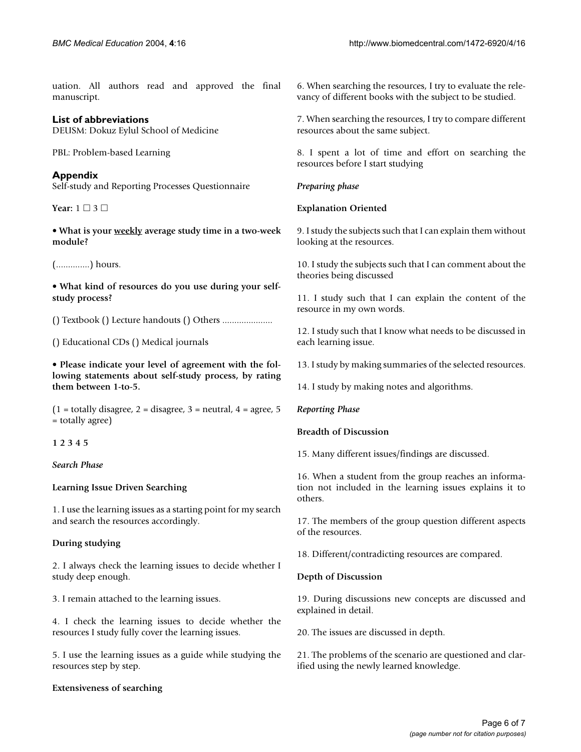uation. All authors read and approved the final manuscript.

## List of abbreviations

DEUSM: Dokuz Eylul School of Medicine

PBL: Problem-based Learning

## Appendix

Self-study and Reporting Processes Questionnaire

**Year:** 1 ☐ 3 ☐

• **What is your weekly average study time in a two-week module?**

(..............) hours.

• **What kind of resources do you use during your self-study process?**

() Textbook () Lecture handouts () Others .....................

() Educational CDs () Medical journals

• **Please indicate your level of agreement with the following statements about self-study process, by rating them between 1-to-5.**

(1 = totally disagree, 2 = disagree, 3 = neutral, 4 = agree, 5 = totally agree)

**1 2 3 4 5**

*Search Phase*

**Learning Issue Driven Searching**

1. I use the learning issues as a starting point for my search and search the resources accordingly.

**During studying**

2. I always check the learning issues to decide whether I study deep enough.

3. I remain attached to the learning issues.

4. I check the learning issues to decide whether the resources I study fully cover the learning issues.

5. I use the learning issues as a guide while studying the resources step by step.

**Extensiveness of searching**

6. When searching the resources, I try to evaluate the relevancy of different books with the subject to be studied.

7. When searching the resources, I try to compare different resources about the same subject.

8. I spent a lot of time and effort on searching the resources before I start studying

*Preparing phase*

**Explanation Oriented**

9. I study the subjects such that I can explain them without looking at the resources.

10. I study the subjects such that I can comment about the theories being discussed

11. I study such that I can explain the content of the resource in my own words.

12. I study such that I know what needs to be discussed in each learning issue.

13. I study by making summaries of the selected resources.

14. I study by making notes and algorithms.

*Reporting Phase*

**Breadth of Discussion**

15. Many different issues/findings are discussed.

16. When a student from the group reaches an information not included in the learning issues explains it to others.

17. The members of the group question different aspects of the resources.

18. Different/contradicting resources are compared.

**Depth of Discussion**

19. During discussions new concepts are discussed and explained in detail.

20. The issues are discussed in depth.

21. The problems of the scenario are questioned and clarified using the newly learned knowledge.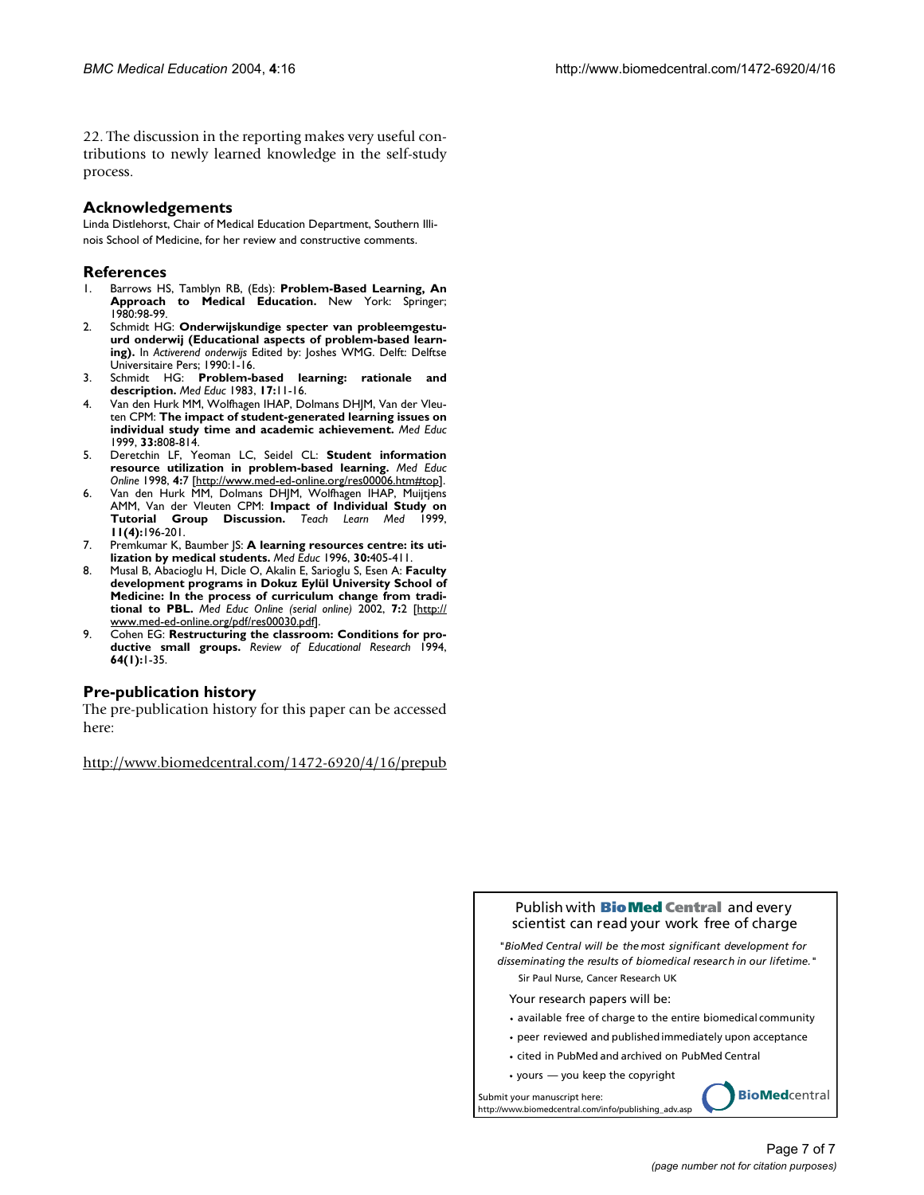22. The discussion in the reporting makes very useful contributions to newly learned knowledge in the self-study process.

## Acknowledgements

Linda Distlehorst, Chair of Medical Education Department, Southern Illinois School of Medicine, for her review and constructive comments.

## References

1. Barrows HS, Tamblyn RB, (Eds): **Problem-Based Learning, An Approach to Medical Education.** New York: Springer; 1980:98-99.
2. Schmidt HG: **Onderwijskundige specter van probleemgestuurd onderwij (Educational aspects of problem-based learning).** In *Activerend onderwijs* Edited by: Joshes WMG. Delft: Delftse Universitaire Pers; 1990:1-16.
3. Schmidt HG: **Problem-based learning: rationale and description.** *Med Educ* 1983, **17:**11-16.
4. Van den Hurk MM, Wolfhagen IHAP, Dolmans DHJM, Van der Vleuten CPM: **The impact of student-generated learning issues on individual study time and academic achievement.** *Med Educ* 1999, **33:**808-814.
5. Deretchin LF, Yeoman LC, Seidel CL: **Student information resource utilization in problem-based learning.** *Med Educ Online* 1998, **4:**7 [http://www.med-ed-online.org/res00006.htm#top].
6. Van den Hurk MM, Dolmans DHJM, Wolfhagen IHAP, Muijtjens AMM, Van der Vleuten CPM: **Impact of Individual Study on Tutorial Group Discussion.** *Teach Learn Med* 1999, **11(4):**196-201.
7. Premkumar K, Baumber JS: **A learning resources centre: its utilization by medical students.** *Med Educ* 1996, **30:**405-411.
8. Musal B, Abacioglu H, Dicle O, Akalin E, Sarioglu S, Esen A: **Faculty development programs in Dokuz Eylül University School of Medicine: In the process of curriculum change from traditional to PBL.** *Med Educ Online (serial online)* 2002, **7:**2 [http://www.med-ed-online.org/pdf/res00030.pdf].
9. Cohen EG: **Restructuring the classroom: Conditions for productive small groups.** *Review of Educational Research* 1994, **64(1):**1-35.

## Pre-publication history

The pre-publication history for this paper can be accessed here:

http://www.biomedcentral.com/1472-6920/4/16/prepub

Publish with **BioMed Central** and every scientist can read your work free of charge

*"BioMed Central will be the most significant development for disseminating the results of biomedical research in our lifetime."*

Sir Paul Nurse, Cancer Research UK

Your research papers will be:

- available free of charge to the entire biomedical community
- peer reviewed and published immediately upon acceptance
- cited in PubMed and archived on PubMed Central
- yours — you keep the copyright

Submit your manuscript here:
http://www.biomedcentral.com/info/publishing_adv.asp

**BioMed**central